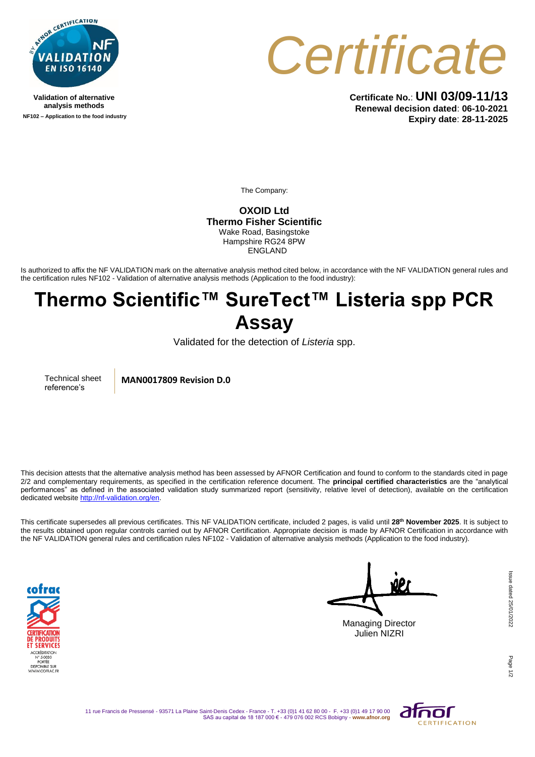Validation of alternative analysis methods

NF102 – Application to the food industry

# Certificate

**Certificate No.**: **UNI 03/09-11/13**
**Renewal decision dated**: **06-10-2021**
**Expiry date**: **28-11-2025**

The Company:

**OXOID Ltd**
**Thermo Fisher Scientific**
Wake Road, Basingstoke
Hampshire RG24 8PW
ENGLAND

Is authorized to affix the NF VALIDATION mark on the alternative analysis method cited below, in accordance with the NF VALIDATION general rules and the certification rules NF102 - Validation of alternative analysis methods (Application to the food industry):

# Thermo Scientific™ SureTect™ Listeria spp PCR Assay

Validated for the detection of *Listeria* spp.

| Technical sheet reference's | **MAN0017809 Revision D.0** |
|---|---|

This decision attests that the alternative analysis method has been assessed by AFNOR Certification and found to conform to the standards cited in page 2/2 and complementary requirements, as specified in the certification reference document. The **principal certified characteristics** are the "analytical performances" as defined in the associated validation study summarized report (sensitivity, relative level of detection), available on the certification dedicated website http://nf-validation.org/en.

This certificate supersedes all previous certificates. This NF VALIDATION certificate, included 2 pages, is valid until **28th November 2025**. It is subject to the results obtained upon regular controls carried out by AFNOR Certification. Appropriate decision is made by AFNOR Certification in accordance with the NF VALIDATION general rules and certification rules NF102 - Validation of alternative analysis methods (Application to the food industry).

Managing Director
Julien NIZRI

Issue dated 25/01/2022

11 rue Francis de Pressensé - 93571 La Plaine Saint-Denis Cedex - France - T. +33 (0)1 41 62 80 00 - F. +33 (0)1 49 17 90 00
SAS au capital de 18 187 000 € - 479 076 002 RCS Bobigny - www.afnor.org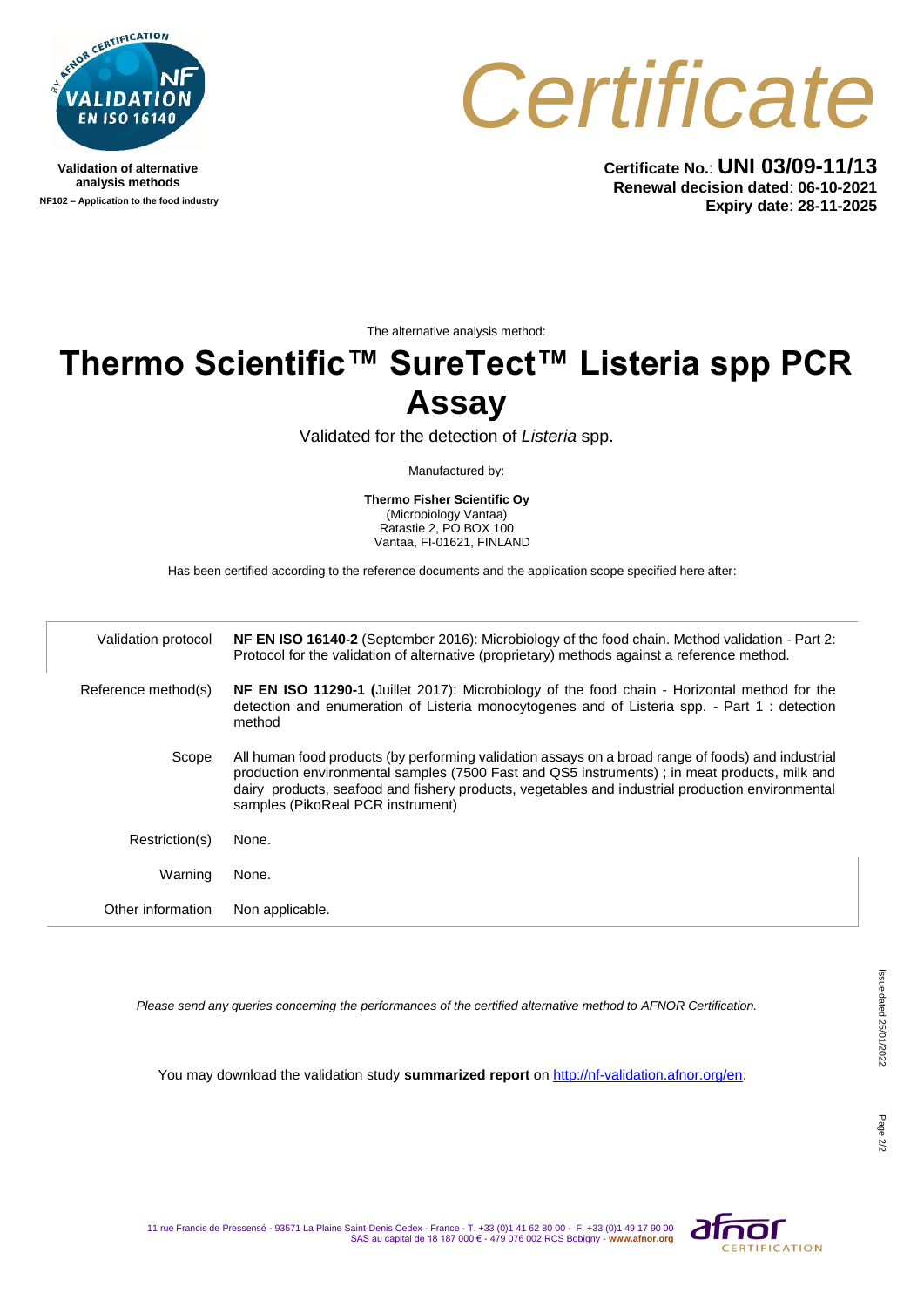Validation of alternative analysis methods

NF102 – Application to the food industry

# Certificate

**Certificate No.**: **UNI 03/09-11/13**
**Renewal decision dated**: **06-10-2021**
**Expiry date**: **28-11-2025**

The alternative analysis method:

# Thermo Scientific™ SureTect™ Listeria spp PCR Assay

Validated for the detection of *Listeria* spp.

Manufactured by:

**Thermo Fisher Scientific Oy**
(Microbiology Vantaa)
Ratastie 2, PO BOX 100
Vantaa, FI-01621, FINLAND

Has been certified according to the reference documents and the application scope specified here after:

| | |
|---|---|
| Validation protocol | **NF EN ISO 16140-2** (September 2016): Microbiology of the food chain. Method validation - Part 2: Protocol for the validation of alternative (proprietary) methods against a reference method. |
| Reference method(s) | **NF EN ISO 11290-1 (**Juillet 2017): Microbiology of the food chain - Horizontal method for the detection and enumeration of Listeria monocytogenes and of Listeria spp. - Part 1 : detection method |
| Scope | All human food products (by performing validation assays on a broad range of foods) and industrial production environmental samples (7500 Fast and QS5 instruments) ; in meat products, milk and dairy products, seafood and fishery products, vegetables and industrial production environmental samples (PikoReal PCR instrument) |
| Restriction(s) | None. |
| Warning | None. |
| Other information | Non applicable. |

*Please send any queries concerning the performances of the certified alternative method to AFNOR Certification.*

You may download the validation study **summarized report** on http://nf-validation.afnor.org/en.

Issue dated 25/01/2022

11 rue Francis de Pressensé - 93571 La Plaine Saint-Denis Cedex - France - T. +33 (0)1 41 62 80 00 - F. +33 (0)1 49 17 90 00
SAS au capital de 18 187 000 € - 479 076 002 RCS Bobigny - **www.afnor.org**